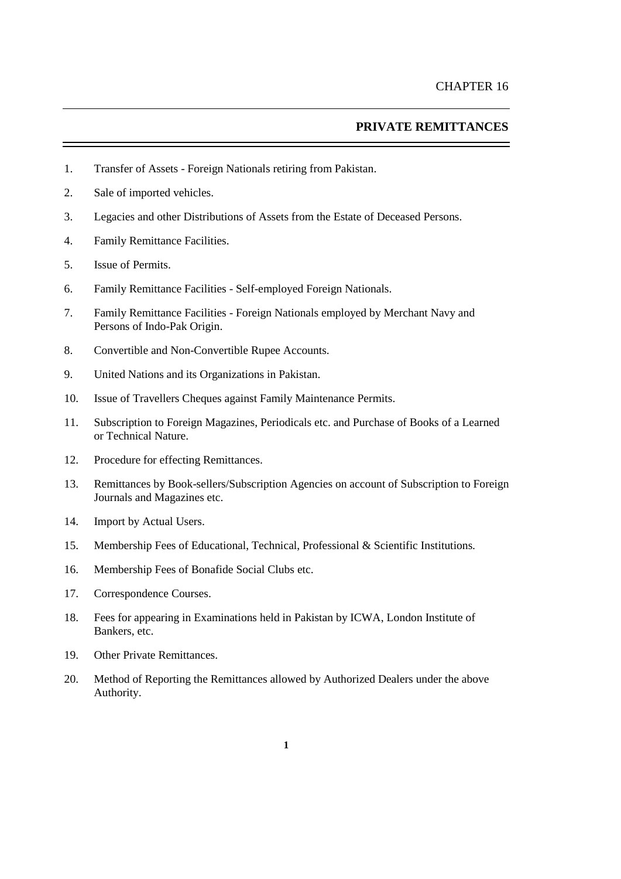CHAPTER 16

# PRIVATE REMITTANCES

1. Transfer of Assets - Foreign Nationals retiring from Pakistan.
2. Sale of imported vehicles.
3. Legacies and other Distributions of Assets from the Estate of Deceased Persons.
4. Family Remittance Facilities.
5. Issue of Permits.
6. Family Remittance Facilities - Self-employed Foreign Nationals.
7. Family Remittance Facilities - Foreign Nationals employed by Merchant Navy and Persons of Indo-Pak Origin.
8. Convertible and Non-Convertible Rupee Accounts.
9. United Nations and its Organizations in Pakistan.
10. Issue of Travellers Cheques against Family Maintenance Permits.
11. Subscription to Foreign Magazines, Periodicals etc. and Purchase of Books of a Learned or Technical Nature.
12. Procedure for effecting Remittances.
13. Remittances by Book-sellers/Subscription Agencies on account of Subscription to Foreign Journals and Magazines etc.
14. Import by Actual Users.
15. Membership Fees of Educational, Technical, Professional & Scientific Institutions.
16. Membership Fees of Bonafide Social Clubs etc.
17. Correspondence Courses.
18. Fees for appearing in Examinations held in Pakistan by ICWA, London Institute of Bankers, etc.
19. Other Private Remittances.
20. Method of Reporting the Remittances allowed by Authorized Dealers under the above Authority.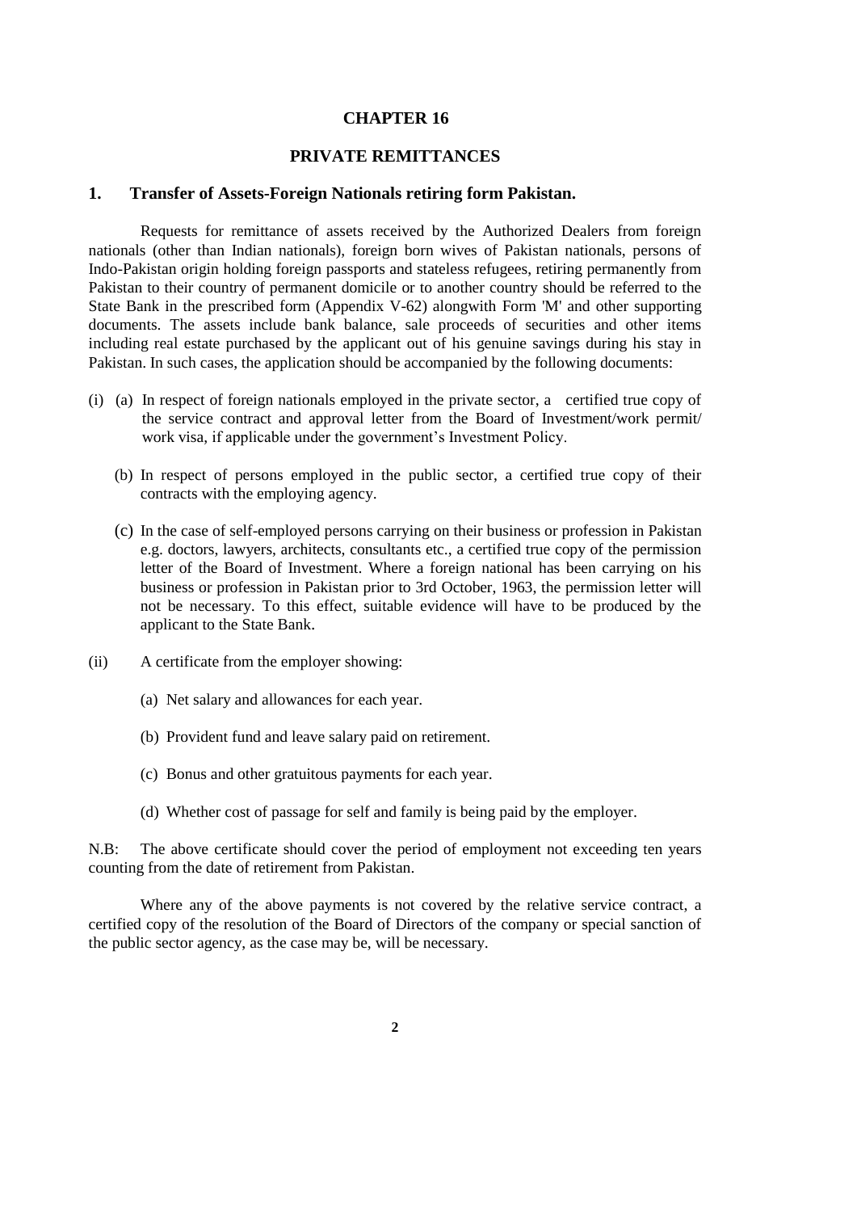# CHAPTER 16

## PRIVATE REMITTANCES

### 1. Transfer of Assets-Foreign Nationals retiring form Pakistan.

Requests for remittance of assets received by the Authorized Dealers from foreign nationals (other than Indian nationals), foreign born wives of Pakistan nationals, persons of Indo-Pakistan origin holding foreign passports and stateless refugees, retiring permanently from Pakistan to their country of permanent domicile or to another country should be referred to the State Bank in the prescribed form (Appendix V-62) alongwith Form 'M' and other supporting documents. The assets include bank balance, sale proceeds of securities and other items including real estate purchased by the applicant out of his genuine savings during his stay in Pakistan. In such cases, the application should be accompanied by the following documents:

(i) (a) In respect of foreign nationals employed in the private sector, a certified true copy of the service contract and approval letter from the Board of Investment/work permit/ work visa, if applicable under the government's Investment Policy.

(b) In respect of persons employed in the public sector, a certified true copy of their contracts with the employing agency.

(c) In the case of self-employed persons carrying on their business or profession in Pakistan e.g. doctors, lawyers, architects, consultants etc., a certified true copy of the permission letter of the Board of Investment. Where a foreign national has been carrying on his business or profession in Pakistan prior to 3rd October, 1963, the permission letter will not be necessary. To this effect, suitable evidence will have to be produced by the applicant to the State Bank.

(ii) A certificate from the employer showing:

(a) Net salary and allowances for each year.

(b) Provident fund and leave salary paid on retirement.

(c) Bonus and other gratuitous payments for each year.

(d) Whether cost of passage for self and family is being paid by the employer.

N.B: The above certificate should cover the period of employment not exceeding ten years counting from the date of retirement from Pakistan.

Where any of the above payments is not covered by the relative service contract, a certified copy of the resolution of the Board of Directors of the company or special sanction of the public sector agency, as the case may be, will be necessary.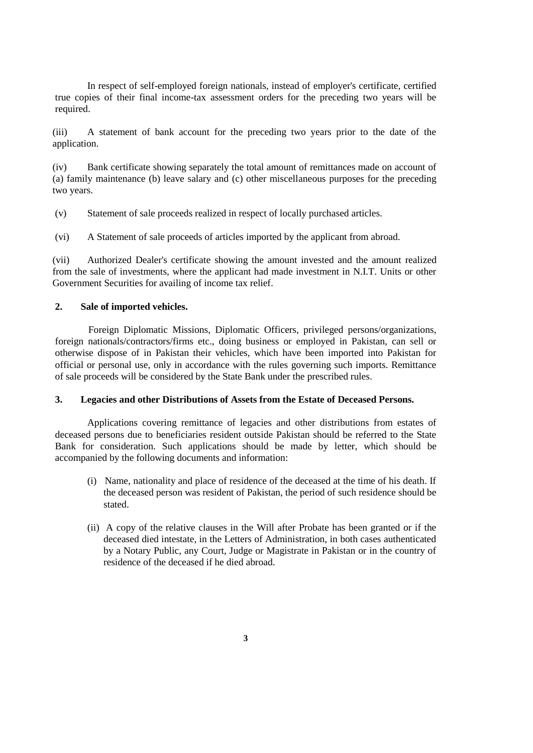In respect of self-employed foreign nationals, instead of employer's certificate, certified true copies of their final income-tax assessment orders for the preceding two years will be required.

(iii) A statement of bank account for the preceding two years prior to the date of the application.

(iv) Bank certificate showing separately the total amount of remittances made on account of (a) family maintenance (b) leave salary and (c) other miscellaneous purposes for the preceding two years.

(v) Statement of sale proceeds realized in respect of locally purchased articles.

(vi) A Statement of sale proceeds of articles imported by the applicant from abroad.

(vii) Authorized Dealer's certificate showing the amount invested and the amount realized from the sale of investments, where the applicant had made investment in N.I.T. Units or other Government Securities for availing of income tax relief.

**2. Sale of imported vehicles.**

Foreign Diplomatic Missions, Diplomatic Officers, privileged persons/organizations, foreign nationals/contractors/firms etc., doing business or employed in Pakistan, can sell or otherwise dispose of in Pakistan their vehicles, which have been imported into Pakistan for official or personal use, only in accordance with the rules governing such imports. Remittance of sale proceeds will be considered by the State Bank under the prescribed rules.

**3. Legacies and other Distributions of Assets from the Estate of Deceased Persons.**

Applications covering remittance of legacies and other distributions from estates of deceased persons due to beneficiaries resident outside Pakistan should be referred to the State Bank for consideration. Such applications should be made by letter, which should be accompanied by the following documents and information:

(i) Name, nationality and place of residence of the deceased at the time of his death. If the deceased person was resident of Pakistan, the period of such residence should be stated.

(ii) A copy of the relative clauses in the Will after Probate has been granted or if the deceased died intestate, in the Letters of Administration, in both cases authenticated by a Notary Public, any Court, Judge or Magistrate in Pakistan or in the country of residence of the deceased if he died abroad.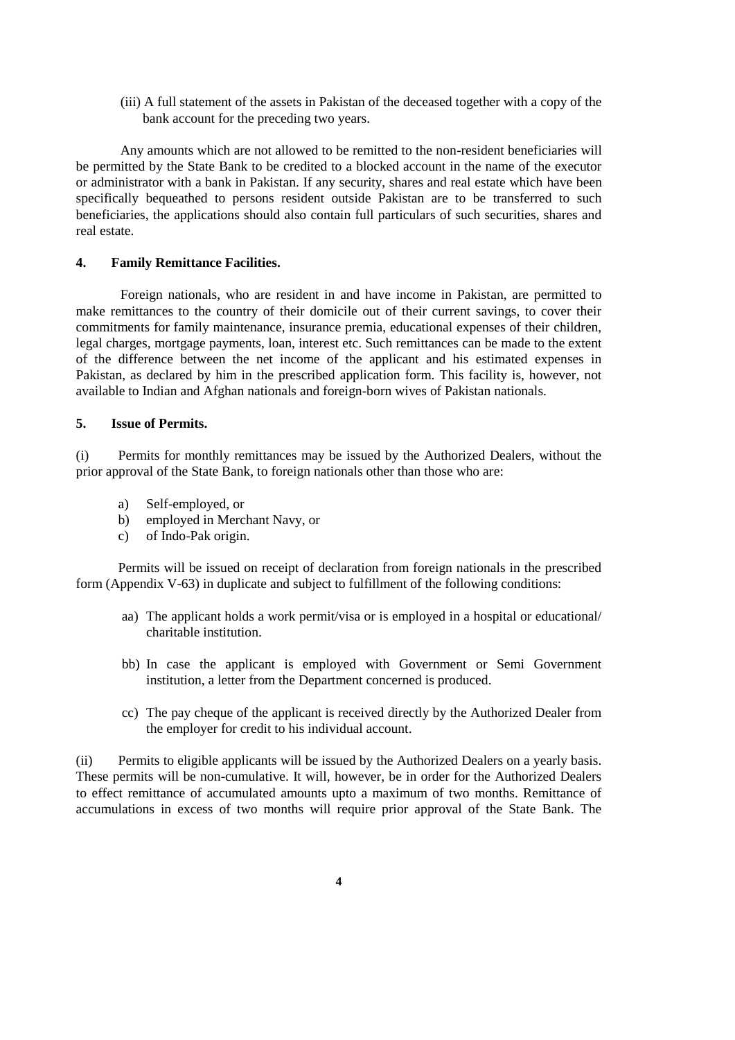(iii) A full statement of the assets in Pakistan of the deceased together with a copy of the bank account for the preceding two years.

Any amounts which are not allowed to be remitted to the non-resident beneficiaries will be permitted by the State Bank to be credited to a blocked account in the name of the executor or administrator with a bank in Pakistan. If any security, shares and real estate which have been specifically bequeathed to persons resident outside Pakistan are to be transferred to such beneficiaries, the applications should also contain full particulars of such securities, shares and real estate.

**4. Family Remittance Facilities.**

Foreign nationals, who are resident in and have income in Pakistan, are permitted to make remittances to the country of their domicile out of their current savings, to cover their commitments for family maintenance, insurance premia, educational expenses of their children, legal charges, mortgage payments, loan, interest etc. Such remittances can be made to the extent of the difference between the net income of the applicant and his estimated expenses in Pakistan, as declared by him in the prescribed application form. This facility is, however, not available to Indian and Afghan nationals and foreign-born wives of Pakistan nationals.

**5. Issue of Permits.**

(i) Permits for monthly remittances may be issued by the Authorized Dealers, without the prior approval of the State Bank, to foreign nationals other than those who are:

a) Self-employed, or
b) employed in Merchant Navy, or
c) of Indo-Pak origin.

Permits will be issued on receipt of declaration from foreign nationals in the prescribed form (Appendix V-63) in duplicate and subject to fulfillment of the following conditions:

aa) The applicant holds a work permit/visa or is employed in a hospital or educational/ charitable institution.

bb) In case the applicant is employed with Government or Semi Government institution, a letter from the Department concerned is produced.

cc) The pay cheque of the applicant is received directly by the Authorized Dealer from the employer for credit to his individual account.

(ii) Permits to eligible applicants will be issued by the Authorized Dealers on a yearly basis. These permits will be non-cumulative. It will, however, be in order for the Authorized Dealers to effect remittance of accumulated amounts upto a maximum of two months. Remittance of accumulations in excess of two months will require prior approval of the State Bank. The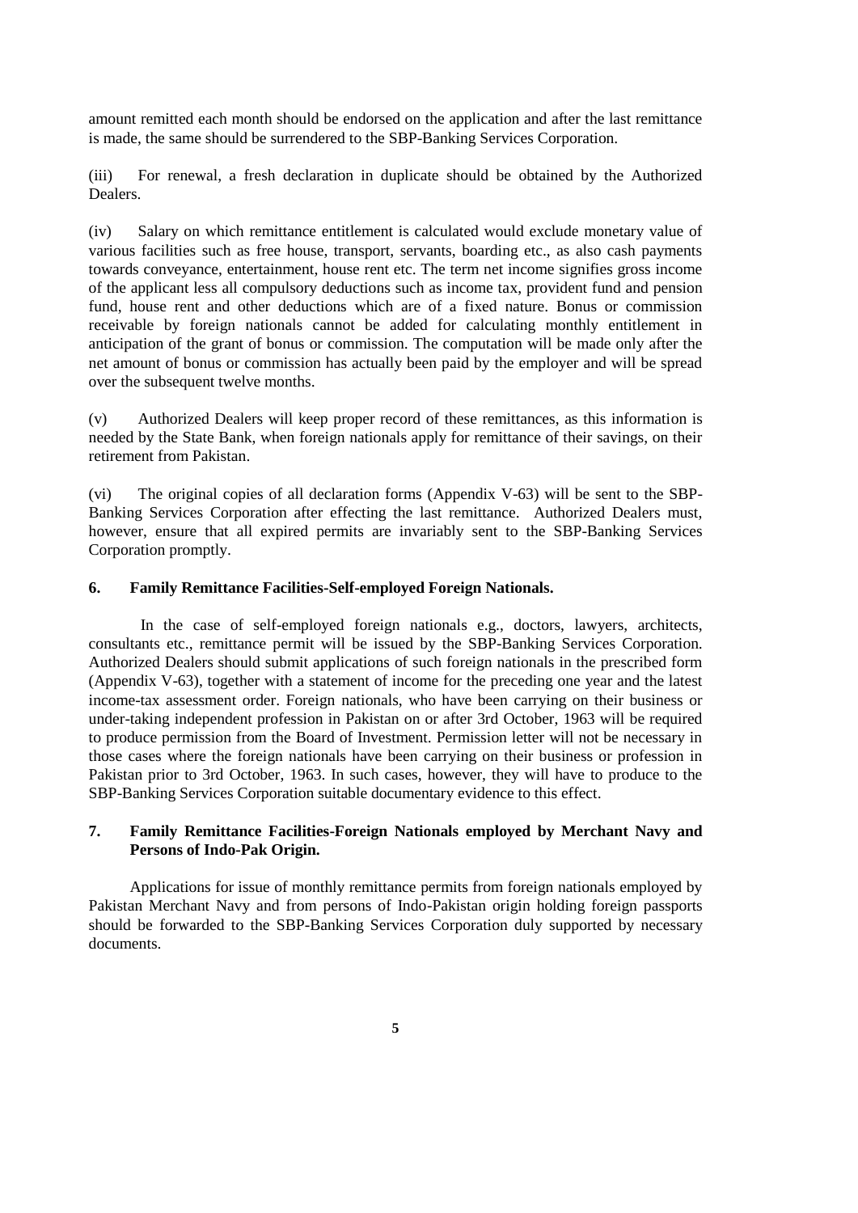amount remitted each month should be endorsed on the application and after the last remittance is made, the same should be surrendered to the SBP-Banking Services Corporation.

(iii) For renewal, a fresh declaration in duplicate should be obtained by the Authorized Dealers.

(iv) Salary on which remittance entitlement is calculated would exclude monetary value of various facilities such as free house, transport, servants, boarding etc., as also cash payments towards conveyance, entertainment, house rent etc. The term net income signifies gross income of the applicant less all compulsory deductions such as income tax, provident fund and pension fund, house rent and other deductions which are of a fixed nature. Bonus or commission receivable by foreign nationals cannot be added for calculating monthly entitlement in anticipation of the grant of bonus or commission. The computation will be made only after the net amount of bonus or commission has actually been paid by the employer and will be spread over the subsequent twelve months.

(v) Authorized Dealers will keep proper record of these remittances, as this information is needed by the State Bank, when foreign nationals apply for remittance of their savings, on their retirement from Pakistan.

(vi) The original copies of all declaration forms (Appendix V-63) will be sent to the SBP-Banking Services Corporation after effecting the last remittance. Authorized Dealers must, however, ensure that all expired permits are invariably sent to the SBP-Banking Services Corporation promptly.

**6. Family Remittance Facilities-Self-employed Foreign Nationals.**

In the case of self-employed foreign nationals e.g., doctors, lawyers, architects, consultants etc., remittance permit will be issued by the SBP-Banking Services Corporation. Authorized Dealers should submit applications of such foreign nationals in the prescribed form (Appendix V-63), together with a statement of income for the preceding one year and the latest income-tax assessment order. Foreign nationals, who have been carrying on their business or under-taking independent profession in Pakistan on or after 3rd October, 1963 will be required to produce permission from the Board of Investment. Permission letter will not be necessary in those cases where the foreign nationals have been carrying on their business or profession in Pakistan prior to 3rd October, 1963. In such cases, however, they will have to produce to the SBP-Banking Services Corporation suitable documentary evidence to this effect.

**7. Family Remittance Facilities-Foreign Nationals employed by Merchant Navy and Persons of Indo-Pak Origin.**

Applications for issue of monthly remittance permits from foreign nationals employed by Pakistan Merchant Navy and from persons of Indo-Pakistan origin holding foreign passports should be forwarded to the SBP-Banking Services Corporation duly supported by necessary documents.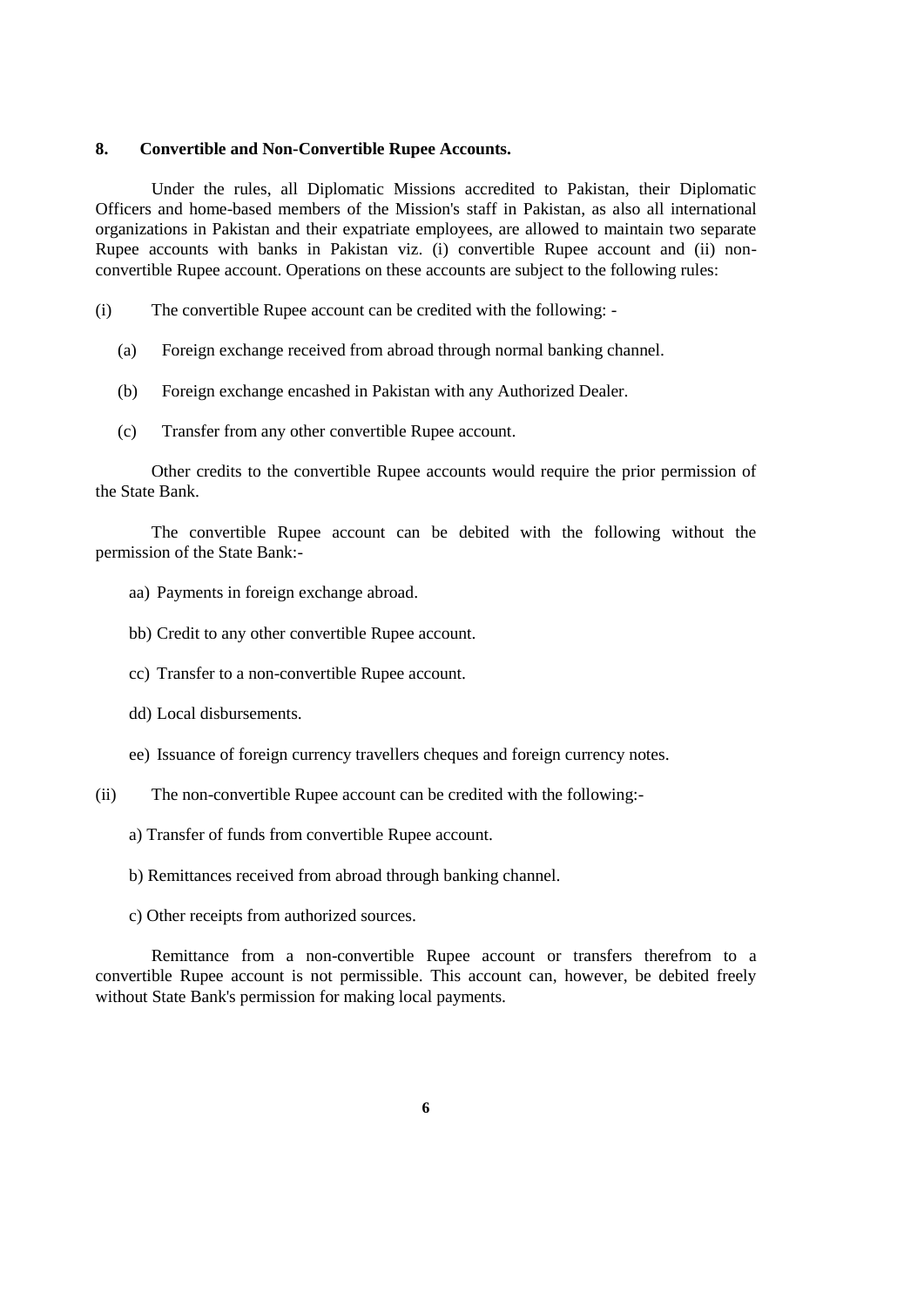**8. Convertible and Non-Convertible Rupee Accounts.**

Under the rules, all Diplomatic Missions accredited to Pakistan, their Diplomatic Officers and home-based members of the Mission's staff in Pakistan, as also all international organizations in Pakistan and their expatriate employees, are allowed to maintain two separate Rupee accounts with banks in Pakistan viz. (i) convertible Rupee account and (ii) non-convertible Rupee account. Operations on these accounts are subject to the following rules:

(i) The convertible Rupee account can be credited with the following: -

(a) Foreign exchange received from abroad through normal banking channel.

(b) Foreign exchange encashed in Pakistan with any Authorized Dealer.

(c) Transfer from any other convertible Rupee account.

Other credits to the convertible Rupee accounts would require the prior permission of the State Bank.

The convertible Rupee account can be debited with the following without the permission of the State Bank:-

aa) Payments in foreign exchange abroad.

bb) Credit to any other convertible Rupee account.

cc) Transfer to a non-convertible Rupee account.

dd) Local disbursements.

ee) Issuance of foreign currency travellers cheques and foreign currency notes.

(ii) The non-convertible Rupee account can be credited with the following:-

a) Transfer of funds from convertible Rupee account.

b) Remittances received from abroad through banking channel.

c) Other receipts from authorized sources.

Remittance from a non-convertible Rupee account or transfers therefrom to a convertible Rupee account is not permissible. This account can, however, be debited freely without State Bank's permission for making local payments.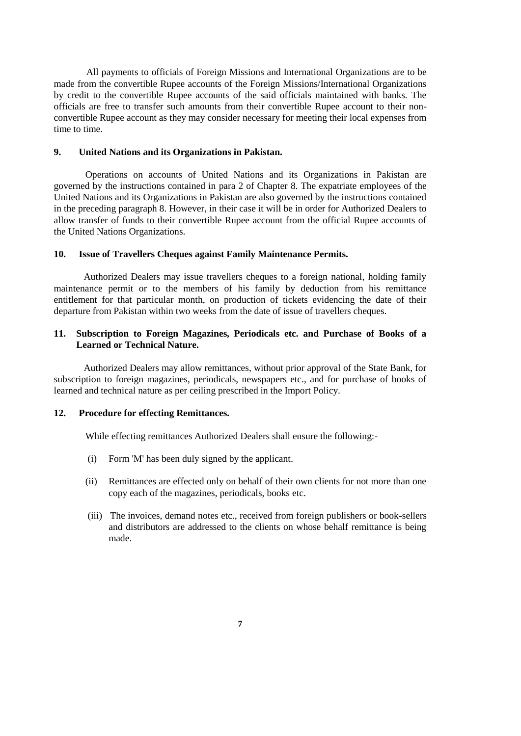All payments to officials of Foreign Missions and International Organizations are to be made from the convertible Rupee accounts of the Foreign Missions/International Organizations by credit to the convertible Rupee accounts of the said officials maintained with banks. The officials are free to transfer such amounts from their convertible Rupee account to their non-convertible Rupee account as they may consider necessary for meeting their local expenses from time to time.

## 9. United Nations and its Organizations in Pakistan.

Operations on accounts of United Nations and its Organizations in Pakistan are governed by the instructions contained in para 2 of Chapter 8. The expatriate employees of the United Nations and its Organizations in Pakistan are also governed by the instructions contained in the preceding paragraph 8. However, in their case it will be in order for Authorized Dealers to allow transfer of funds to their convertible Rupee account from the official Rupee accounts of the United Nations Organizations.

## 10. Issue of Travellers Cheques against Family Maintenance Permits.

Authorized Dealers may issue travellers cheques to a foreign national, holding family maintenance permit or to the members of his family by deduction from his remittance entitlement for that particular month, on production of tickets evidencing the date of their departure from Pakistan within two weeks from the date of issue of travellers cheques.

## 11. Subscription to Foreign Magazines, Periodicals etc. and Purchase of Books of a Learned or Technical Nature.

Authorized Dealers may allow remittances, without prior approval of the State Bank, for subscription to foreign magazines, periodicals, newspapers etc., and for purchase of books of learned and technical nature as per ceiling prescribed in the Import Policy.

## 12. Procedure for effecting Remittances.

While effecting remittances Authorized Dealers shall ensure the following:-

(i) Form 'M' has been duly signed by the applicant.

(ii) Remittances are effected only on behalf of their own clients for not more than one copy each of the magazines, periodicals, books etc.

(iii) The invoices, demand notes etc., received from foreign publishers or book-sellers and distributors are addressed to the clients on whose behalf remittance is being made.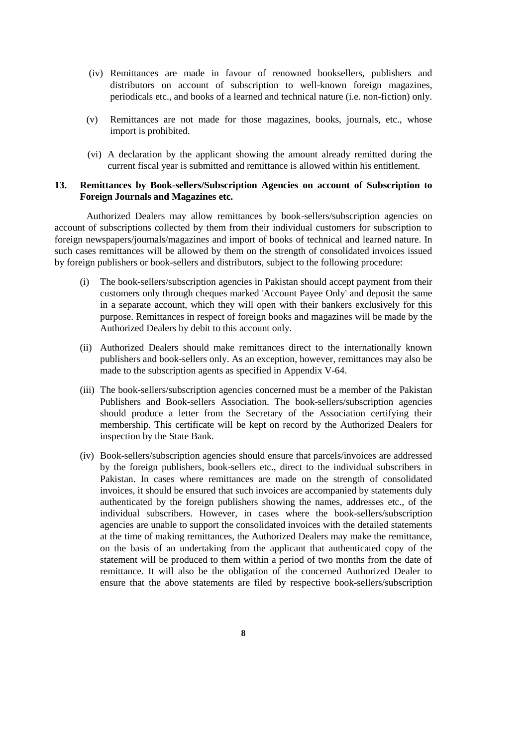(iv) Remittances are made in favour of renowned booksellers, publishers and distributors on account of subscription to well-known foreign magazines, periodicals etc., and books of a learned and technical nature (i.e. non-fiction) only.

(v) Remittances are not made for those magazines, books, journals, etc., whose import is prohibited.

(vi) A declaration by the applicant showing the amount already remitted during the current fiscal year is submitted and remittance is allowed within his entitlement.

## 13. Remittances by Book-sellers/Subscription Agencies on account of Subscription to Foreign Journals and Magazines etc.

Authorized Dealers may allow remittances by book-sellers/subscription agencies on account of subscriptions collected by them from their individual customers for subscription to foreign newspapers/journals/magazines and import of books of technical and learned nature. In such cases remittances will be allowed by them on the strength of consolidated invoices issued by foreign publishers or book-sellers and distributors, subject to the following procedure:

(i) The book-sellers/subscription agencies in Pakistan should accept payment from their customers only through cheques marked 'Account Payee Only' and deposit the same in a separate account, which they will open with their bankers exclusively for this purpose. Remittances in respect of foreign books and magazines will be made by the Authorized Dealers by debit to this account only.

(ii) Authorized Dealers should make remittances direct to the internationally known publishers and book-sellers only. As an exception, however, remittances may also be made to the subscription agents as specified in Appendix V-64.

(iii) The book-sellers/subscription agencies concerned must be a member of the Pakistan Publishers and Book-sellers Association. The book-sellers/subscription agencies should produce a letter from the Secretary of the Association certifying their membership. This certificate will be kept on record by the Authorized Dealers for inspection by the State Bank.

(iv) Book-sellers/subscription agencies should ensure that parcels/invoices are addressed by the foreign publishers, book-sellers etc., direct to the individual subscribers in Pakistan. In cases where remittances are made on the strength of consolidated invoices, it should be ensured that such invoices are accompanied by statements duly authenticated by the foreign publishers showing the names, addresses etc., of the individual subscribers. However, in cases where the book-sellers/subscription agencies are unable to support the consolidated invoices with the detailed statements at the time of making remittances, the Authorized Dealers may make the remittance, on the basis of an undertaking from the applicant that authenticated copy of the statement will be produced to them within a period of two months from the date of remittance. It will also be the obligation of the concerned Authorized Dealer to ensure that the above statements are filed by respective book-sellers/subscription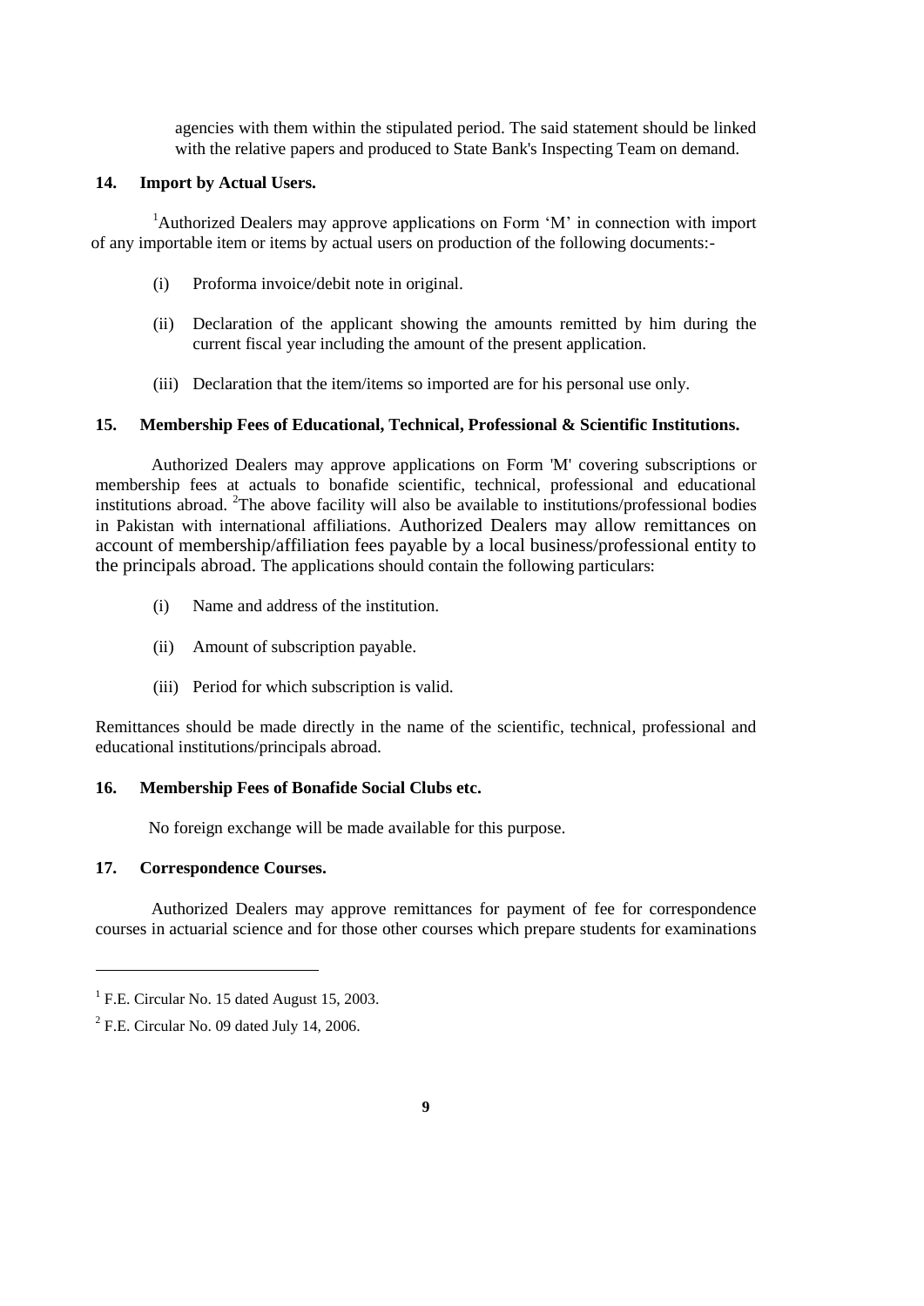agencies with them within the stipulated period. The said statement should be linked with the relative papers and produced to State Bank's Inspecting Team on demand.

## 14. Import by Actual Users.

[1]Authorized Dealers may approve applications on Form 'M' in connection with import of any importable item or items by actual users on production of the following documents:-

(i) Proforma invoice/debit note in original.

(ii) Declaration of the applicant showing the amounts remitted by him during the current fiscal year including the amount of the present application.

(iii) Declaration that the item/items so imported are for his personal use only.

## 15. Membership Fees of Educational, Technical, Professional & Scientific Institutions.

Authorized Dealers may approve applications on Form 'M' covering subscriptions or membership fees at actuals to bonafide scientific, technical, professional and educational institutions abroad. [2]The above facility will also be available to institutions/professional bodies in Pakistan with international affiliations. Authorized Dealers may allow remittances on account of membership/affiliation fees payable by a local business/professional entity to the principals abroad. The applications should contain the following particulars:

(i) Name and address of the institution.

(ii) Amount of subscription payable.

(iii) Period for which subscription is valid.

Remittances should be made directly in the name of the scientific, technical, professional and educational institutions/principals abroad.

## 16. Membership Fees of Bonafide Social Clubs etc.

No foreign exchange will be made available for this purpose.

## 17. Correspondence Courses.

Authorized Dealers may approve remittances for payment of fee for correspondence courses in actuarial science and for those other courses which prepare students for examinations

---

[1] F.E. Circular No. 15 dated August 15, 2003.

[2] F.E. Circular No. 09 dated July 14, 2006.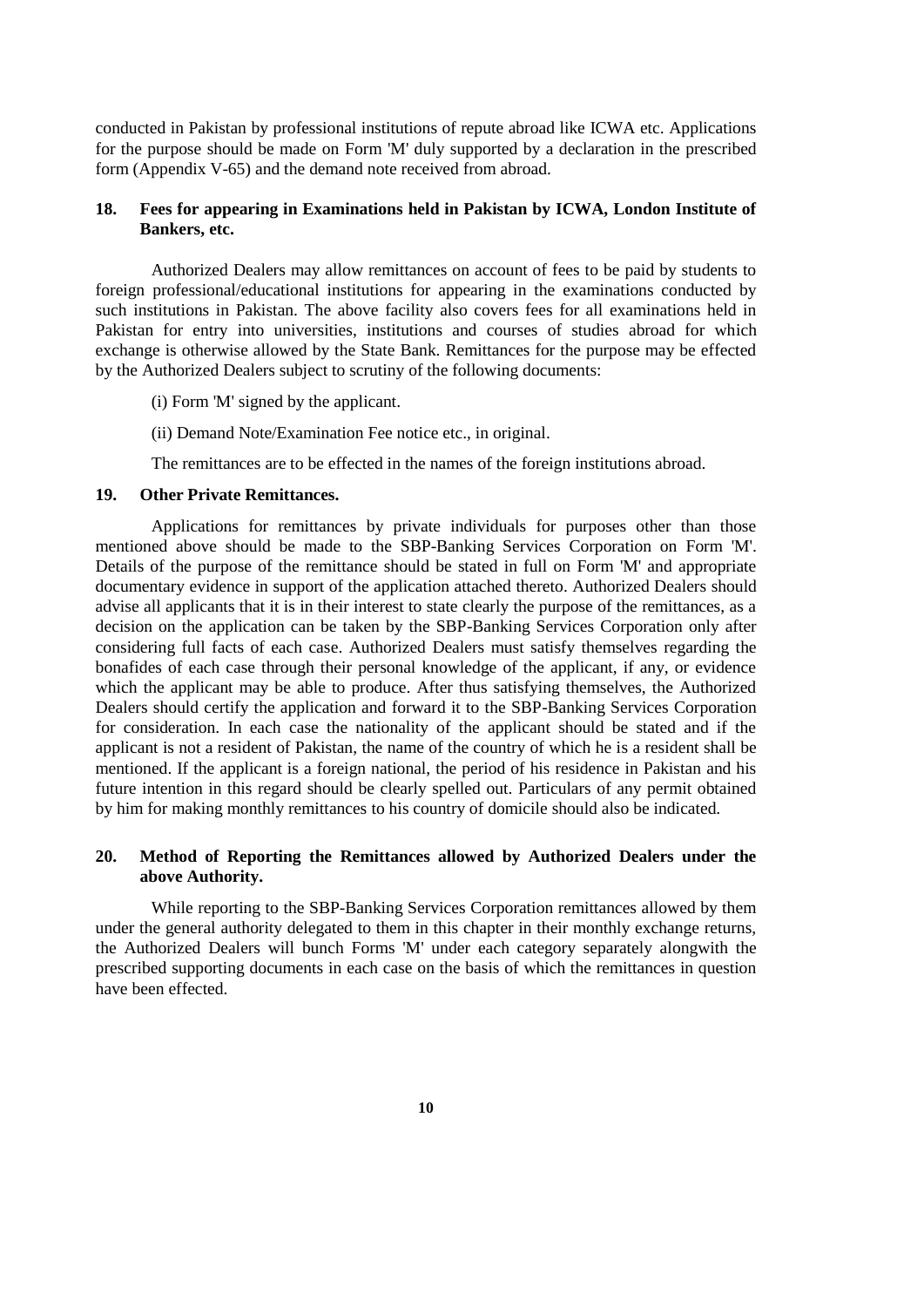conducted in Pakistan by professional institutions of repute abroad like ICWA etc. Applications for the purpose should be made on Form 'M' duly supported by a declaration in the prescribed form (Appendix V-65) and the demand note received from abroad.

**18. Fees for appearing in Examinations held in Pakistan by ICWA, London Institute of Bankers, etc.**

Authorized Dealers may allow remittances on account of fees to be paid by students to foreign professional/educational institutions for appearing in the examinations conducted by such institutions in Pakistan. The above facility also covers fees for all examinations held in Pakistan for entry into universities, institutions and courses of studies abroad for which exchange is otherwise allowed by the State Bank. Remittances for the purpose may be effected by the Authorized Dealers subject to scrutiny of the following documents:

(i) Form 'M' signed by the applicant.

(ii) Demand Note/Examination Fee notice etc., in original.

The remittances are to be effected in the names of the foreign institutions abroad.

**19. Other Private Remittances.**

Applications for remittances by private individuals for purposes other than those mentioned above should be made to the SBP-Banking Services Corporation on Form 'M'. Details of the purpose of the remittance should be stated in full on Form 'M' and appropriate documentary evidence in support of the application attached thereto. Authorized Dealers should advise all applicants that it is in their interest to state clearly the purpose of the remittances, as a decision on the application can be taken by the SBP-Banking Services Corporation only after considering full facts of each case. Authorized Dealers must satisfy themselves regarding the bonafides of each case through their personal knowledge of the applicant, if any, or evidence which the applicant may be able to produce. After thus satisfying themselves, the Authorized Dealers should certify the application and forward it to the SBP-Banking Services Corporation for consideration. In each case the nationality of the applicant should be stated and if the applicant is not a resident of Pakistan, the name of the country of which he is a resident shall be mentioned. If the applicant is a foreign national, the period of his residence in Pakistan and his future intention in this regard should be clearly spelled out. Particulars of any permit obtained by him for making monthly remittances to his country of domicile should also be indicated.

**20. Method of Reporting the Remittances allowed by Authorized Dealers under the above Authority.**

While reporting to the SBP-Banking Services Corporation remittances allowed by them under the general authority delegated to them in this chapter in their monthly exchange returns, the Authorized Dealers will bunch Forms 'M' under each category separately alongwith the prescribed supporting documents in each case on the basis of which the remittances in question have been effected.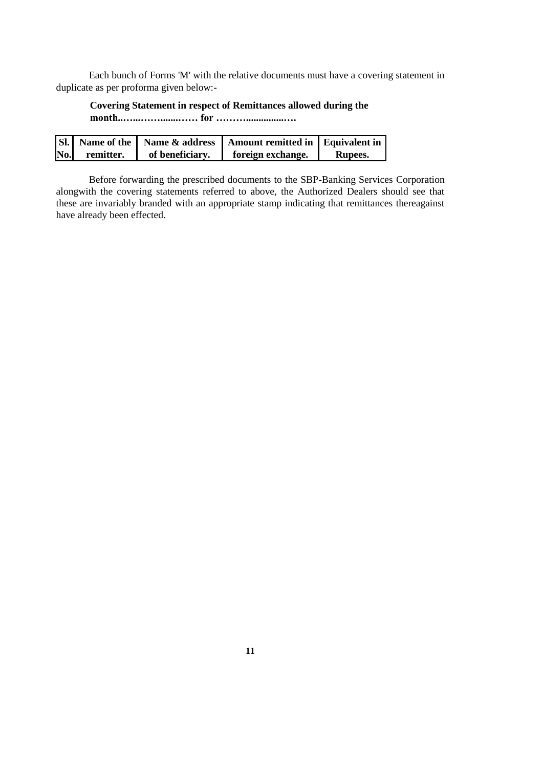Each bunch of Forms 'M' with the relative documents must have a covering statement in duplicate as per proforma given below:-

**Covering Statement in respect of Remittances allowed during the month..…...……......…… for ………................….**

| Sl. No. | Name of the remitter. | Name & address of beneficiary. | Amount remitted in foreign exchange. | Equivalent in Rupees. |
|---|---|---|---|---|

Before forwarding the prescribed documents to the SBP-Banking Services Corporation alongwith the covering statements referred to above, the Authorized Dealers should see that these are invariably branded with an appropriate stamp indicating that remittances thereagainst have already been effected.